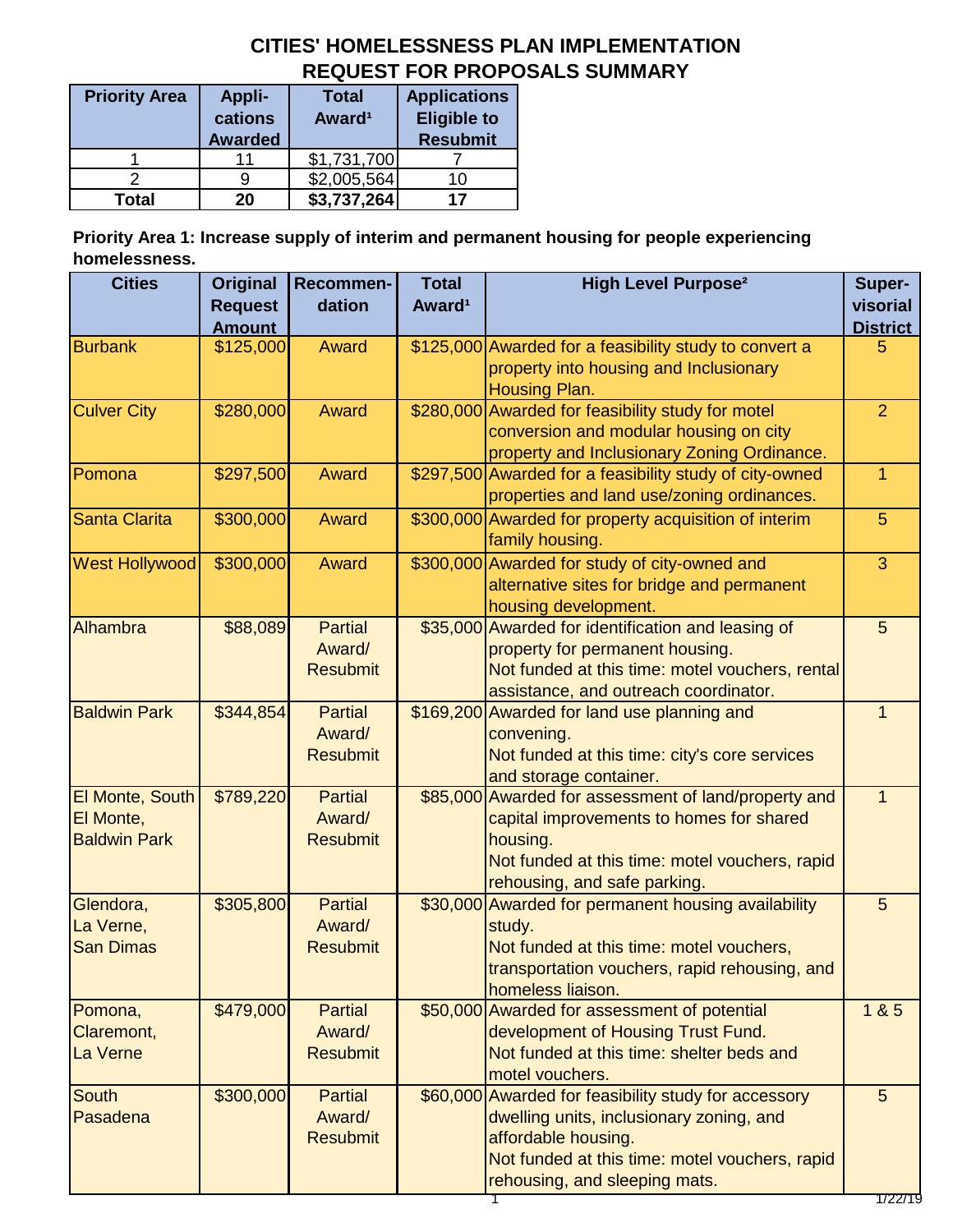# CITIES' HOMELESSNESS PLAN IMPLEMENTATION REQUEST FOR PROPOSALS SUMMARY

| Priority Area | Applications Awarded | Total Award[1] | Applications Eligible to Resubmit |
|---|---|---|---|
| 1 | 11 | $1,731,700 | 7 |
| 2 | 9 | $2,005,564 | 10 |
| **Total** | **20** | **$3,737,264** | **17** |

**Priority Area 1: Increase supply of interim and permanent housing for people experiencing homelessness.**

| Cities | Original Request Amount | Recommendation | Total Award[1] | High Level Purpose[2] | Supervisorial District |
|---|---|---|---|---|---|
| Burbank | $125,000 | Award | $125,000 | Awarded for a feasibility study to convert a property into housing and Inclusionary Housing Plan. | 5 |
| Culver City | $280,000 | Award | $280,000 | Awarded for feasibility study for motel conversion and modular housing on city property and Inclusionary Zoning Ordinance. | 2 |
| Pomona | $297,500 | Award | $297,500 | Awarded for a feasibility study of city-owned properties and land use/zoning ordinances. | 1 |
| Santa Clarita | $300,000 | Award | $300,000 | Awarded for property acquisition of interim family housing. | 5 |
| West Hollywood | $300,000 | Award | $300,000 | Awarded for study of city-owned and alternative sites for bridge and permanent housing development. | 3 |
| Alhambra | $88,089 | Partial Award/ Resubmit | $35,000 | Awarded for identification and leasing of property for permanent housing. Not funded at this time: motel vouchers, rental assistance, and outreach coordinator. | 5 |
| Baldwin Park | $344,854 | Partial Award/ Resubmit | $169,200 | Awarded for land use planning and convening. Not funded at this time: city's core services and storage container. | 1 |
| El Monte, South El Monte, Baldwin Park | $789,220 | Partial Award/ Resubmit | $85,000 | Awarded for assessment of land/property and capital improvements to homes for shared housing. Not funded at this time: motel vouchers, rapid rehousing, and safe parking. | 1 |
| Glendora, La Verne, San Dimas | $305,800 | Partial Award/ Resubmit | $30,000 | Awarded for permanent housing availability study. Not funded at this time: motel vouchers, transportation vouchers, rapid rehousing, and homeless liaison. | 5 |
| Pomona, Claremont, La Verne | $479,000 | Partial Award/ Resubmit | $50,000 | Awarded for assessment of potential development of Housing Trust Fund. Not funded at this time: shelter beds and motel vouchers. | 1 & 5 |
| South Pasadena | $300,000 | Partial Award/ Resubmit | $60,000 | Awarded for feasibility study for accessory dwelling units, inclusionary zoning, and affordable housing. Not funded at this time: motel vouchers, rapid rehousing, and sleeping mats. | 5 |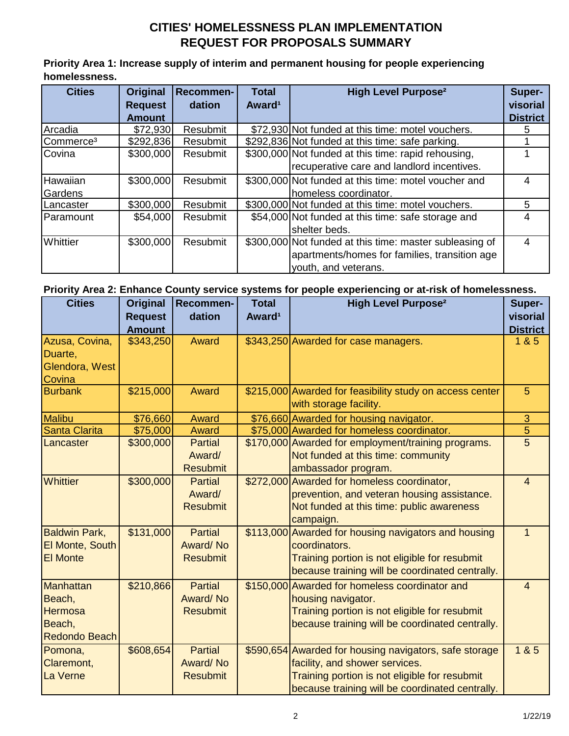# CITIES' HOMELESSNESS PLAN IMPLEMENTATION REQUEST FOR PROPOSALS SUMMARY

**Priority Area 1: Increase supply of interim and permanent housing for people experiencing homelessness.**

| Cities | Original Request Amount | Recommen-dation | Total Award[1] | High Level Purpose[2] | Super-visorial District |
|---|---|---|---|---|---|
| Arcadia | $72,930 | Resubmit | $72,930 | Not funded at this time: motel vouchers. | 5 |
| Commerce[3] | $292,836 | Resubmit | $292,836 | Not funded at this time: safe parking. | 1 |
| Covina | $300,000 | Resubmit | $300,000 | Not funded at this time: rapid rehousing, recuperative care and landlord incentives. | 1 |
| Hawaiian Gardens | $300,000 | Resubmit | $300,000 | Not funded at this time: motel voucher and homeless coordinator. | 4 |
| Lancaster | $300,000 | Resubmit | $300,000 | Not funded at this time: motel vouchers. | 5 |
| Paramount | $54,000 | Resubmit | $54,000 | Not funded at this time: safe storage and shelter beds. | 4 |
| Whittier | $300,000 | Resubmit | $300,000 | Not funded at this time: master subleasing of apartments/homes for families, transition age youth, and veterans. | 4 |

**Priority Area 2: Enhance County service systems for people experiencing or at-risk of homelessness.**

| Cities | Original Request Amount | Recommen-dation | Total Award[1] | High Level Purpose[2] | Super-visorial District |
|---|---|---|---|---|---|
| Azusa, Covina, Duarte, Glendora, West Covina | $343,250 | Award | $343,250 | Awarded for case managers. | 1 & 5 |
| Burbank | $215,000 | Award | $215,000 | Awarded for feasibility study on access center with storage facility. | 5 |
| Malibu | $76,660 | Award | $76,660 | Awarded for housing navigator. | 3 |
| Santa Clarita | $75,000 | Award | $75,000 | Awarded for homeless coordinator. | 5 |
| Lancaster | $300,000 | Partial Award/ Resubmit | $170,000 | Awarded for employment/training programs. Not funded at this time: community ambassador program. | 5 |
| Whittier | $300,000 | Partial Award/ Resubmit | $272,000 | Awarded for homeless coordinator, prevention, and veteran housing assistance. Not funded at this time: public awareness campaign. | 4 |
| Baldwin Park, El Monte, South El Monte | $131,000 | Partial Award/ No Resubmit | $113,000 | Awarded for housing navigators and housing coordinators. Training portion is not eligible for resubmit because training will be coordinated centrally. | 1 |
| Manhattan Beach, Hermosa Beach, Redondo Beach | $210,866 | Partial Award/ No Resubmit | $150,000 | Awarded for homeless coordinator and housing navigator. Training portion is not eligible for resubmit because training will be coordinated centrally. | 4 |
| Pomona, Claremont, La Verne | $608,654 | Partial Award/ No Resubmit | $590,654 | Awarded for housing navigators, safe storage facility, and shower services. Training portion is not eligible for resubmit because training will be coordinated centrally. | 1 & 5 |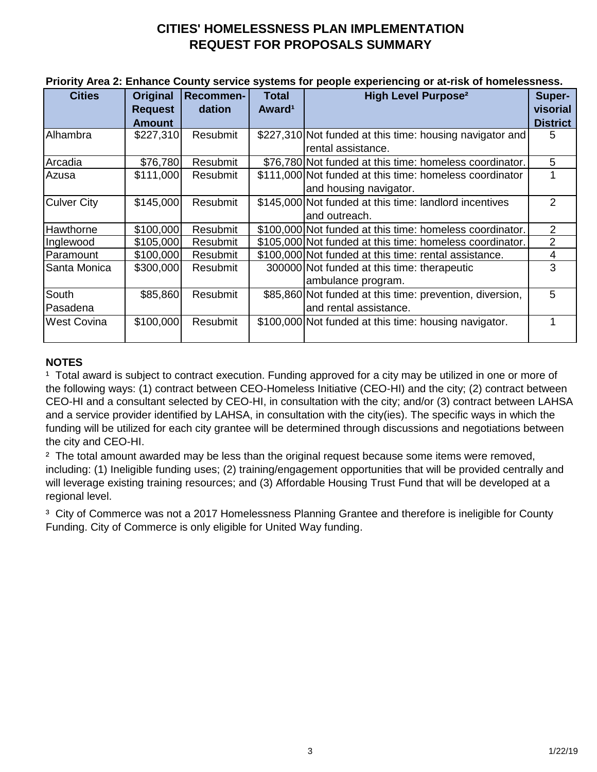# CITIES' HOMELESSNESS PLAN IMPLEMENTATION
# REQUEST FOR PROPOSALS SUMMARY

**Priority Area 2: Enhance County service systems for people experiencing or at-risk of homelessness.**

| Cities | Original Request Amount | Recommen-dation | Total Award[1] | High Level Purpose[2] | Super-visorial District |
|---|---|---|---|---|---|
| Alhambra | $227,310 | Resubmit | $227,310 | Not funded at this time: housing navigator and rental assistance. | 5 |
| Arcadia | $76,780 | Resubmit | $76,780 | Not funded at this time: homeless coordinator. | 5 |
| Azusa | $111,000 | Resubmit | $111,000 | Not funded at this time: homeless coordinator and housing navigator. | 1 |
| Culver City | $145,000 | Resubmit | $145,000 | Not funded at this time: landlord incentives and outreach. | 2 |
| Hawthorne | $100,000 | Resubmit | $100,000 | Not funded at this time: homeless coordinator. | 2 |
| Inglewood | $105,000 | Resubmit | $105,000 | Not funded at this time: homeless coordinator. | 2 |
| Paramount | $100,000 | Resubmit | $100,000 | Not funded at this time: rental assistance. | 4 |
| Santa Monica | $300,000 | Resubmit | 300000 | Not funded at this time: therapeutic ambulance program. | 3 |
| South Pasadena | $85,860 | Resubmit | $85,860 | Not funded at this time: prevention, diversion, and rental assistance. | 5 |
| West Covina | $100,000 | Resubmit | $100,000 | Not funded at this time: housing navigator. | 1 |

**NOTES**

[1] Total award is subject to contract execution. Funding approved for a city may be utilized in one or more of the following ways: (1) contract between CEO-Homeless Initiative (CEO-HI) and the city; (2) contract between CEO-HI and a consultant selected by CEO-HI, in consultation with the city; and/or (3) contract between LAHSA and a service provider identified by LAHSA, in consultation with the city(ies). The specific ways in which the funding will be utilized for each city grantee will be determined through discussions and negotiations between the city and CEO-HI.

[2] The total amount awarded may be less than the original request because some items were removed, including: (1) Ineligible funding uses; (2) training/engagement opportunities that will be provided centrally and will leverage existing training resources; and (3) Affordable Housing Trust Fund that will be developed at a regional level.

[3] City of Commerce was not a 2017 Homelessness Planning Grantee and therefore is ineligible for County Funding. City of Commerce is only eligible for United Way funding.